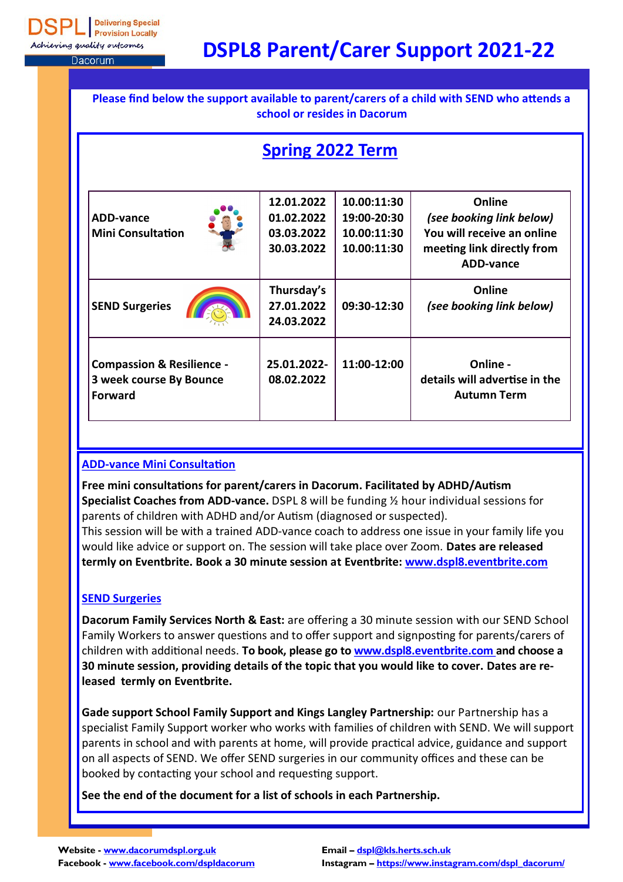DSPL | Delivering Special Provision Locally
Achieving quality outcomes
Dacorum

# DSPL8 Parent/Carer Support 2021-22

**Please find below the support available to parent/carers of a child with SEND who attends a school or resides in Dacorum**

## Spring 2022 Term

| | | | |
|---|---|---|---|
| **ADD-vance Mini Consultation** | **12.01.2022** **01.02.2022** **03.03.2022** **30.03.2022** | **10.00:11:30** **19:00-20:30** **10.00:11:30** **10.00:11:30** | **Online** ***(see booking link below)*** **You will receive an online meeting link directly from ADD-vance** |
| **SEND Surgeries** | **Thursday's** **27.01.2022** **24.03.2022** | **09:30-12:30** | **Online** ***(see booking link below)*** |
| **Compassion & Resilience - 3 week course By Bounce Forward** | **25.01.2022-08.02.2022** | **11:00-12:00** | **Online - details will advertise in the Autumn Term** |

### ADD-vance Mini Consultation

**Free mini consultations for parent/carers in Dacorum. Facilitated by ADHD/Autism Specialist Coaches from ADD-vance.** DSPL 8 will be funding ½ hour individual sessions for parents of children with ADHD and/or Autism (diagnosed or suspected).
This session will be with a trained ADD-vance coach to address one issue in your family life you would like advice or support on. The session will take place over Zoom. **Dates are released termly on Eventbrite. Book a 30 minute session at Eventbrite: www.dspl8.eventbrite.com**

### SEND Surgeries

**Dacorum Family Services North & East:** are offering a 30 minute session with our SEND School Family Workers to answer questions and to offer support and signposting for parents/carers of children with additional needs. **To book, please go to www.dspl8.eventbrite.com and choose a 30 minute session, providing details of the topic that you would like to cover. Dates are released termly on Eventbrite.**

**Gade support School Family Support and Kings Langley Partnership:** our Partnership has a specialist Family Support worker who works with families of children with SEND. We will support parents in school and with parents at home, will provide practical advice, guidance and support on all aspects of SEND. We offer SEND surgeries in our community offices and these can be booked by contacting your school and requesting support.

**See the end of the document for a list of schools in each Partnership.**

**Website -** www.dacorumdspl.org.uk
**Facebook -** www.facebook.com/dspldacorum
**Email –** dspl@kls.herts.sch.uk
**Instagram –** https://www.instagram.com/dspl_dacorum/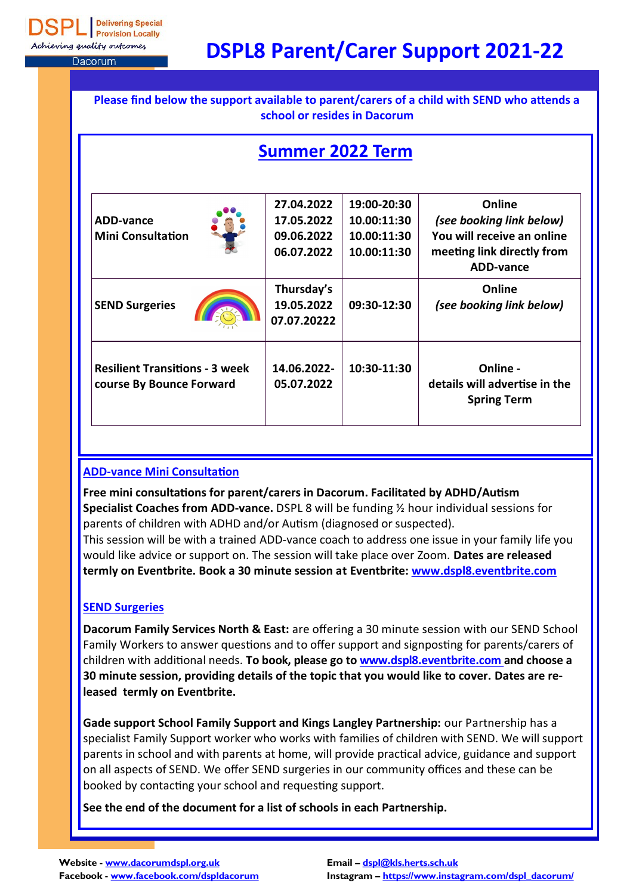# DSPL8 Parent/Carer Support 2021-22

**Please find below the support available to parent/carers of a child with SEND who attends a school or resides in Dacorum**

## Summer 2022 Term

| | | | |
|---|---|---|---|
| **ADD-vance Mini Consultation** | **27.04.2022**<br>**17.05.2022**<br>**09.06.2022**<br>**06.07.2022** | **19:00-20:30**<br>**10.00:11:30**<br>**10.00:11:30**<br>**10.00:11:30** | **Online**<br>***(see booking link below)***<br>**You will receive an online meeting link directly from ADD-vance** |
| **SEND Surgeries** | **Thursday's**<br>**19.05.2022**<br>**07.07.20222** | **09:30-12:30** | **Online**<br>***(see booking link below)*** |
| **Resilient Transitions - 3 week course By Bounce Forward** | **14.06.2022-**<br>**05.07.2022** | **10:30-11:30** | **Online -**<br>**details will advertise in the Spring Term** |

### ADD-vance Mini Consultation

**Free mini consultations for parent/carers in Dacorum. Facilitated by ADHD/Autism Specialist Coaches from ADD-vance.** DSPL 8 will be funding ½ hour individual sessions for parents of children with ADHD and/or Autism (diagnosed or suspected).
This session will be with a trained ADD-vance coach to address one issue in your family life you would like advice or support on. The session will take place over Zoom. **Dates are released termly on Eventbrite. Book a 30 minute session at Eventbrite: www.dspl8.eventbrite.com**

### SEND Surgeries

**Dacorum Family Services North & East:** are offering a 30 minute session with our SEND School Family Workers to answer questions and to offer support and signposting for parents/carers of children with additional needs. **To book, please go to www.dspl8.eventbrite.com and choose a 30 minute session, providing details of the topic that you would like to cover. Dates are released termly on Eventbrite.**

**Gade support School Family Support and Kings Langley Partnership:** our Partnership has a specialist Family Support worker who works with families of children with SEND. We will support parents in school and with parents at home, will provide practical advice, guidance and support on all aspects of SEND. We offer SEND surgeries in our community offices and these can be booked by contacting your school and requesting support.

**See the end of the document for a list of schools in each Partnership.**

**Website - www.dacorumdspl.org.uk**
**Facebook - www.facebook.com/dspldacorum**
**Email – dspl@kls.herts.sch.uk**
**Instagram – https://www.instagram.com/dspl_dacorum/**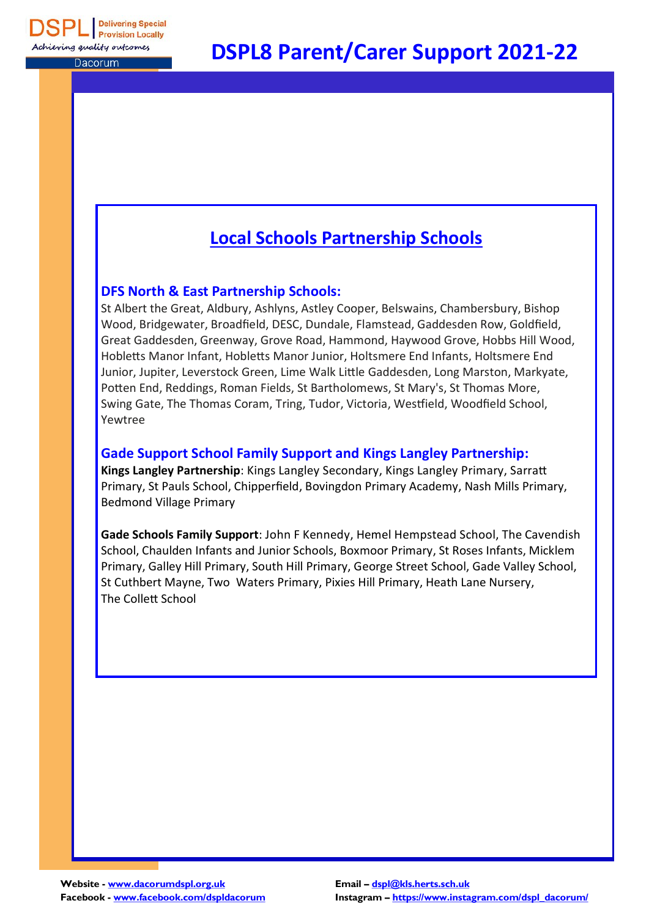# DSPL8 Parent/Carer Support 2021-22

## Local Schools Partnership Schools

### DFS North & East Partnership Schools:

St Albert the Great, Aldbury, Ashlyns, Astley Cooper, Belswains, Chambersbury, Bishop Wood, Bridgewater, Broadfield, DESC, Dundale, Flamstead, Gaddesden Row, Goldfield, Great Gaddesden, Greenway, Grove Road, Hammond, Haywood Grove, Hobbs Hill Wood, Hobletts Manor Infant, Hobletts Manor Junior, Holtsmere End Infants, Holtsmere End Junior, Jupiter, Leverstock Green, Lime Walk Little Gaddesden, Long Marston, Markyate, Potten End, Reddings, Roman Fields, St Bartholomews, St Mary's, St Thomas More, Swing Gate, The Thomas Coram, Tring, Tudor, Victoria, Westfield, Woodfield School, Yewtree

### Gade Support School Family Support and Kings Langley Partnership:

**Kings Langley Partnership**: Kings Langley Secondary, Kings Langley Primary, Sarratt Primary, St Pauls School, Chipperfield, Bovingdon Primary Academy, Nash Mills Primary, Bedmond Village Primary

**Gade Schools Family Support**: John F Kennedy, Hemel Hempstead School, The Cavendish School, Chaulden Infants and Junior Schools, Boxmoor Primary, St Roses Infants, Micklem Primary, Galley Hill Primary, South Hill Primary, George Street School, Gade Valley School, St Cuthbert Mayne, Two Waters Primary, Pixies Hill Primary, Heath Lane Nursery, The Collett School

**Website** - www.dacorumdspl.org.uk
**Email** – dspl@kls.herts.sch.uk
**Facebook** - www.facebook.com/dspldacorum
**Instagram** – https://www.instagram.com/dspl_dacorum/